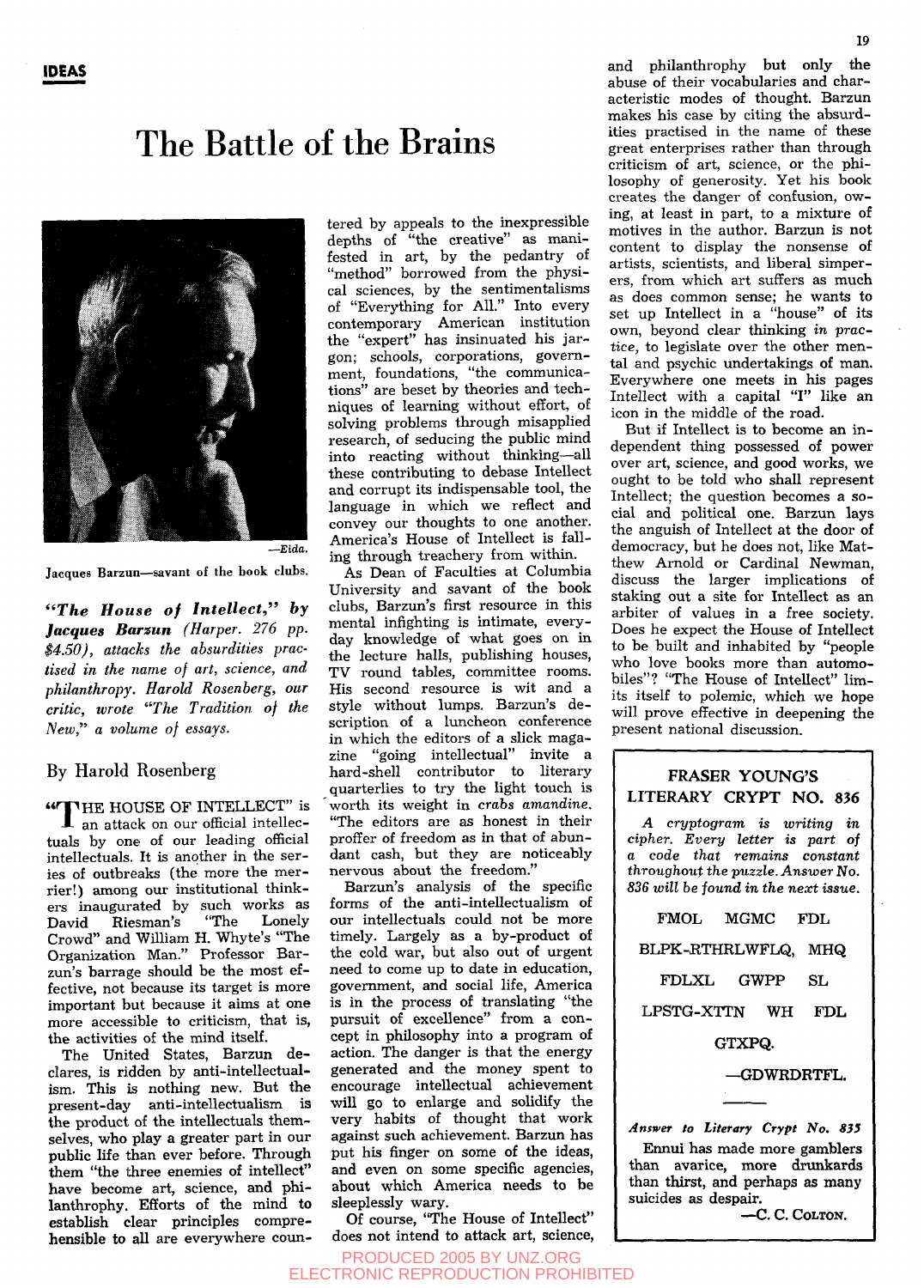IDEAS

# The Battle of the Brains

—Eida.

Jacques Barzun—savant of the book clubs.

***"The House of Intellect," by Jacques Barzun** (Harper. 276 pp. $4.50), attacks the absurdities practised in the name of art, science, and philanthropy. Harold Rosenberg, our critic, wrote "The Tradition of the New," a volume of essays.*

By Harold Rosenberg

"THE HOUSE OF INTELLECT" is an attack on our official intellectuals by one of our leading official intellectuals. It is another in the series of outbreaks (the more the merrier!) among our institutional thinkers inaugurated by such works as David Riesman's "The Lonely Crowd" and William H. Whyte's "The Organization Man." Professor Barzun's barrage should be the most effective, not because its target is more important but because it aims at one more accessible to criticism, that is, the activities of the mind itself.

The United States, Barzun declares, is ridden by anti-intellectualism. This is nothing new. But the present-day anti-intellectualism is the product of the intellectuals themselves, who play a greater part in our public life than ever before. Through them "the three enemies of intellect" have become art, science, and philanthropy. Efforts of the mind to establish clear principles comprehensible to all are everywhere countered by appeals to the inexpressible depths of "the creative" as manifested in art, by the pedantry of "method" borrowed from the physical sciences, by the sentimentalisms of "Everything for All." Into every contemporary American institution the "expert" has insinuated his jargon; schools, corporations, government, foundations, "the communications" are beset by theories and techniques of learning without effort, of solving problems through misapplied research, of seducing the public mind into reacting without thinking—all these contributing to debase Intellect and corrupt its indispensable tool, the language in which we reflect and convey our thoughts to one another. America's House of Intellect is falling through treachery from within.

As Dean of Faculties at Columbia University and savant of the book clubs, Barzun's first resource in this mental infighting is intimate, everyday knowledge of what goes on in the lecture halls, publishing houses, TV round tables, committee rooms. His second resource is wit and a style without lumps. Barzun's description of a luncheon conference in which the editors of a slick magazine "going intellectual" invite a hard-shell contributor to literary quarterlies to try the light touch is worth its weight in *crabs amandine*. "The editors are as honest in their proffer of freedom as in that of abundant cash, but they are noticeably nervous about the freedom."

Barzun's analysis of the specific forms of the anti-intellectualism of our intellectuals could not be more timely. Largely as a by-product of the cold war, but also out of urgent need to come up to date in education, government, and social life, America is in the process of translating "the pursuit of excellence" from a concept in philosophy into a program of action. The danger is that the energy generated and the money spent to encourage intellectual achievement will go to enlarge and solidify the very habits of thought that work against such achievement. Barzun has put his finger on some of the ideas, and even on some specific agencies, about which America needs to be sleeplessly wary.

Of course, "The House of Intellect" does not intend to attack art, science, and philanthropy but only the abuse of their vocabularies and characteristic modes of thought. Barzun makes his case by citing the absurdities practised in the name of these great enterprises rather than through criticism of art, science, or the philosophy of generosity. Yet his book creates the danger of confusion, owing, at least in part, to a mixture of motives in the author. Barzun is not content to display the nonsense of artists, scientists, and liberal simperers, from which art suffers as much as does common sense; he wants to set up Intellect in a "house" of its own, beyond clear thinking *in practice*, to legislate over the other mental and psychic undertakings of man. Everywhere one meets in his pages Intellect with a capital "I" like an icon in the middle of the road.

But if Intellect is to become an independent thing possessed of power over art, science, and good works, we ought to be told who shall represent Intellect; the question becomes a social and political one. Barzun lays the anguish of Intellect at the door of democracy, but he does not, like Matthew Arnold or Cardinal Newman, discuss the larger implications of staking out a site for Intellect as an arbiter of values in a free society. Does he expect the House of Intellect to be built and inhabited by "people who love books more than automobiles"? "The House of Intellect" limits itself to polemic, which we hope will prove effective in deepening the present national discussion.

---

## FRASER YOUNG'S LITERARY CRYPT NO. 836

*A cryptogram is writing in cipher. Every letter is part of a code that remains constant throughout the puzzle. Answer No. 836 will be found in the next issue.*

FMOL MGMC FDL BLPK-RTHRLWFLQ, MHQ FDLXL GWPP SL LPSTG-XTTN WH FDL GTXPQ.

—GDWRDRTFL.

*Answer to Literary Crypt No. 835*

Ennui has made more gamblers than avarice, more drunkards than thirst, and perhaps as many suicides as despair.

—C. C. COLTON.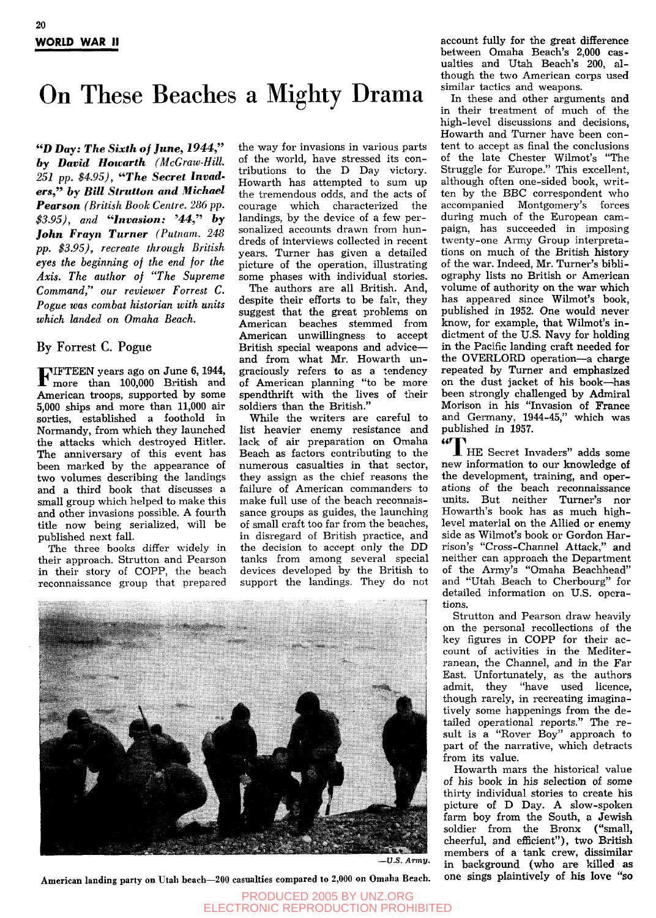**WORLD WAR II**

# On These Beaches a Mighty Drama

***"D Day: The Sixth of June, 1944," by David Howarth** (McGraw-Hill. 251 pp. $4.95), **"The Secret Invaders," by Bill Strutton and Michael Pearson** (British Book Centre. 286 pp. $3.95), and **"Invasion: '44," by John Frayn Turner** (Putnam. 248 pp. $3.95), recreate through British eyes the beginning of the end for the Axis. The author of "The Supreme Command," our reviewer Forrest C. Pogue was combat historian with units which landed on Omaha Beach.*

By Forrest C. Pogue

FIFTEEN years ago on June 6, 1944, more than 100,000 British and American troops, supported by some 5,000 ships and more than 11,000 air sorties, established a foothold in Normandy, from which they launched the attacks which destroyed Hitler. The anniversary of this event has been marked by the appearance of two volumes describing the landings and a third book that discusses a small group which helped to make this and other invasions possible. A fourth title now being serialized, will be published next fall.

The three books differ widely in their approach. Strutton and Pearson in their story of COPP, the beach reconnaissance group that prepared the way for invasions in various parts of the world, have stressed its contributions to the D Day victory. Howarth has attempted to sum up the tremendous odds, and the acts of courage which characterized the landings, by the device of a few personalized accounts drawn from hundreds of interviews collected in recent years. Turner has given a detailed picture of the operation, illustrating some phases with individual stories.

The authors are all British. And, despite their efforts to be fair, they suggest that the great problems on American beaches stemmed from American unwillingness to accept British special weapons and advice—and from what Mr. Howarth ungraciously refers to as a tendency of American planning "to be more spendthrift with the lives of their soldiers than the British."

While the writers are careful to list heavier enemy resistance and lack of air preparation on Omaha Beach as factors contributing to the numerous casualties in that sector, they assign as the chief reasons the failure of American commanders to make full use of the beach reconnaissance groups as guides, the launching of small craft too far from the beaches, in disregard of British practice, and the decision to accept only the DD tanks from among several special devices developed by the British to support the landings. They do not account fully for the great difference between Omaha Beach's 2,000 casualties and Utah Beach's 200, although the two American corps used similar tactics and weapons.

In these and other arguments and in their treatment of much of the high-level discussions and decisions, Howarth and Turner have been content to accept as final the conclusions of the late Chester Wilmot's "The Struggle for Europe." This excellent, although often one-sided book, written by the BBC correspondent who accompanied Montgomery's forces during much of the European campaign, has succeeded in imposing twenty-one Army Group interpretations on much of the British history of the war. Indeed, Mr. Turner's bibliography lists no British or American volume of authority on the war which has appeared since Wilmot's book, published in 1952. One would never know, for example, that Wilmot's indictment of the U.S. Navy for holding in the Pacific landing craft needed for the OVERLORD operation—a charge repeated by Turner and emphasized on the dust jacket of his book—has been strongly challenged by Admiral Morison in his "Invasion of France and Germany, 1944-45," which was published in 1957.

"THE Secret Invaders" adds some new information to our knowledge of the development, training, and operations of the beach reconnaissance units. But neither Turner's nor Howarth's book has as much high-level material on the Allied or enemy side as Wilmot's book or Gordon Harrison's "Cross-Channel Attack," and neither can approach the Department of the Army's "Omaha Beachhead" and "Utah Beach to Cherbourg" for detailed information on U.S. operations.

Strutton and Pearson draw heavily on the personal recollections of the key figures in COPP for their account of activities in the Mediterranean, the Channel, and in the Far East. Unfortunately, as the authors admit, they "have used licence, though rarely, in recreating imaginatively some happenings from the detailed operational reports." The result is a "Rover Boy" approach to part of the narrative, which detracts from its value.

Howarth mars the historical value of his book in his selection of some thirty individual stories to create his picture of D Day. A slow-spoken farm boy from the South, a Jewish soldier from the Bronx ("small, cheerful, and efficient"), two British members of a tank crew, dissimilar in background (who are killed as one sings plaintively of his love "so

—U.S. Army.

American landing party on Utah beach—200 casualties compared to 2,000 on Omaha Beach.